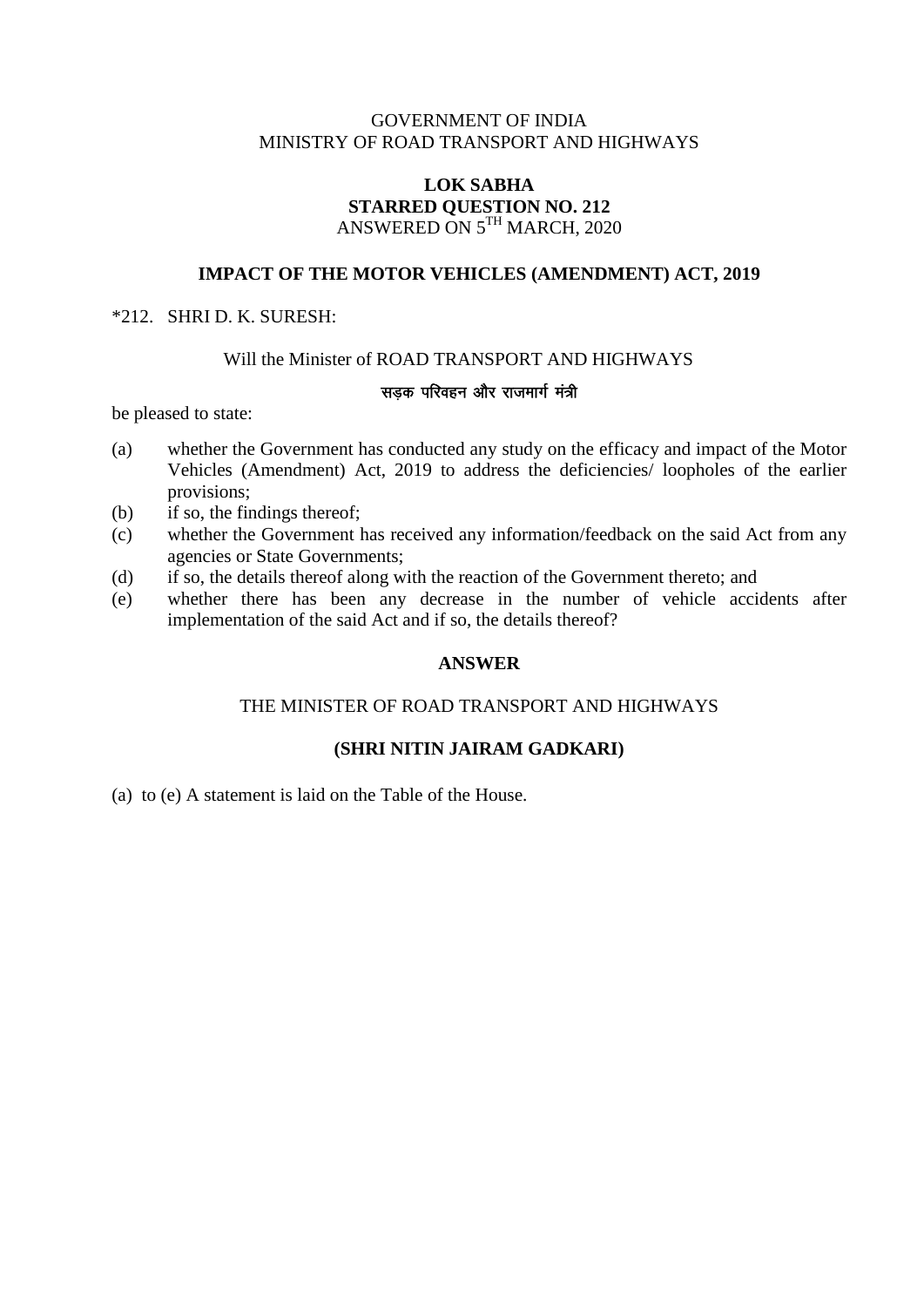GOVERNMENT OF INDIA
MINISTRY OF ROAD TRANSPORT AND HIGHWAYS

**LOK SABHA**
**STARRED QUESTION NO. 212**
ANSWERED ON 5TH MARCH, 2020

**IMPACT OF THE MOTOR VEHICLES (AMENDMENT) ACT, 2019**

*212. SHRI D. K. SURESH:

Will the Minister of ROAD TRANSPORT AND HIGHWAYS

सड़क परिवहन और राजमार्ग मंत्री

be pleased to state:

(a) whether the Government has conducted any study on the efficacy and impact of the Motor Vehicles (Amendment) Act, 2019 to address the deficiencies/ loopholes of the earlier provisions;
(b) if so, the findings thereof;
(c) whether the Government has received any information/feedback on the said Act from any agencies or State Governments;
(d) if so, the details thereof along with the reaction of the Government thereto; and
(e) whether there has been any decrease in the number of vehicle accidents after implementation of the said Act and if so, the details thereof?

**ANSWER**

THE MINISTER OF ROAD TRANSPORT AND HIGHWAYS

**(SHRI NITIN JAIRAM GADKARI)**

(a) to (e) A statement is laid on the Table of the House.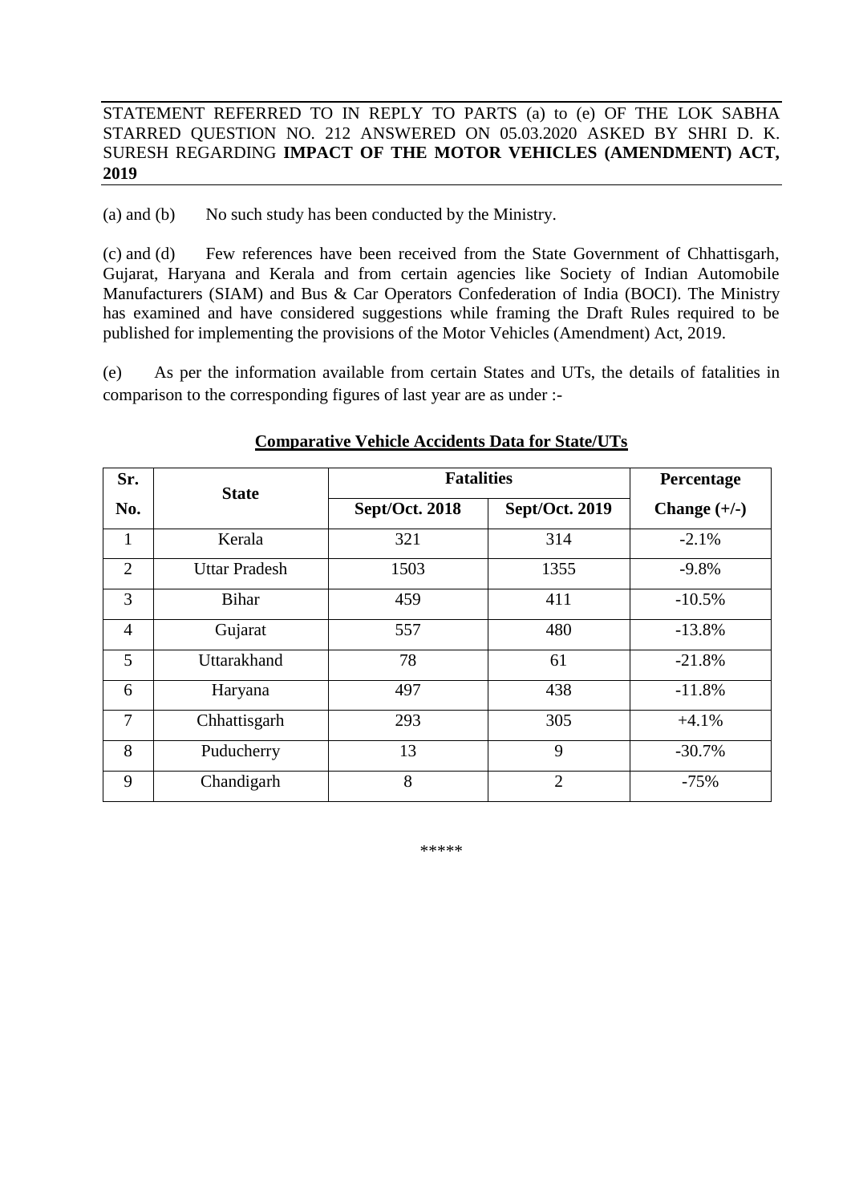STATEMENT REFERRED TO IN REPLY TO PARTS (a) to (e) OF THE LOK SABHA STARRED QUESTION NO. 212 ANSWERED ON 05.03.2020 ASKED BY SHRI D. K. SURESH REGARDING **IMPACT OF THE MOTOR VEHICLES (AMENDMENT) ACT, 2019**

(a) and (b) No such study has been conducted by the Ministry.

(c) and (d) Few references have been received from the State Government of Chhattisgarh, Gujarat, Haryana and Kerala and from certain agencies like Society of Indian Automobile Manufacturers (SIAM) and Bus & Car Operators Confederation of India (BOCI). The Ministry has examined and have considered suggestions while framing the Draft Rules required to be published for implementing the provisions of the Motor Vehicles (Amendment) Act, 2019.

(e) As per the information available from certain States and UTs, the details of fatalities in comparison to the corresponding figures of last year are as under :-

**Comparative Vehicle Accidents Data for State/UTs**

| Sr. No. | State | Fatalities | | Percentage Change (+/-) |
|---|---|---|---|---|
| | | Sept/Oct. 2018 | Sept/Oct. 2019 | |
| 1 | Kerala | 321 | 314 | -2.1% |
| 2 | Uttar Pradesh | 1503 | 1355 | -9.8% |
| 3 | Bihar | 459 | 411 | -10.5% |
| 4 | Gujarat | 557 | 480 | -13.8% |
| 5 | Uttarakhand | 78 | 61 | -21.8% |
| 6 | Haryana | 497 | 438 | -11.8% |
| 7 | Chhattisgarh | 293 | 305 | +4.1% |
| 8 | Puducherry | 13 | 9 | -30.7% |
| 9 | Chandigarh | 8 | 2 | -75% |

*****